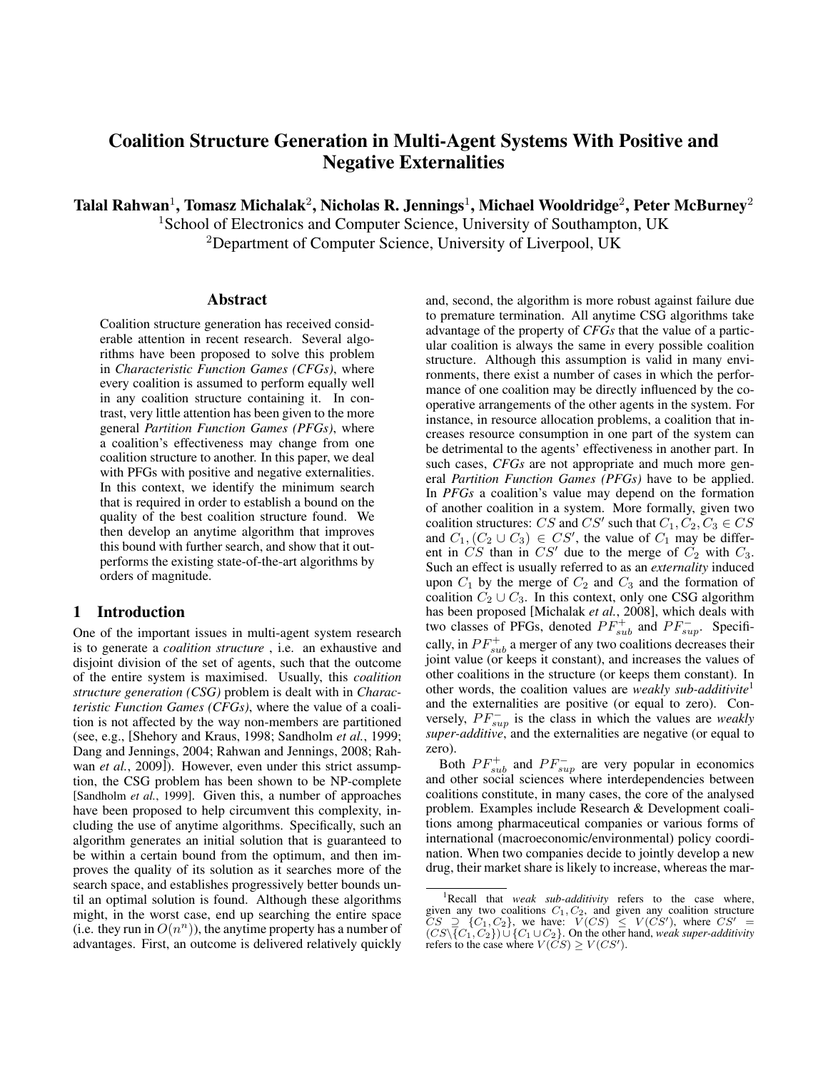# Coalition Structure Generation in Multi-Agent Systems With Positive and Negative Externalities

**Talal Rahwan[1], Tomasz Michalak[2], Nicholas R. Jennings[1], Michael Wooldridge[2], Peter McBurney[2]**

[1]School of Electronics and Computer Science, University of Southampton, UK

[2]Department of Computer Science, University of Liverpool, UK

## Abstract

Coalition structure generation has received considerable attention in recent research. Several algorithms have been proposed to solve this problem in *Characteristic Function Games (CFGs)*, where every coalition is assumed to perform equally well in any coalition structure containing it. In contrast, very little attention has been given to the more general *Partition Function Games (PFGs)*, where a coalition's effectiveness may change from one coalition structure to another. In this paper, we deal with PFGs with positive and negative externalities. In this context, we identify the minimum search that is required in order to establish a bound on the quality of the best coalition structure found. We then develop an anytime algorithm that improves this bound with further search, and show that it outperforms the existing state-of-the-art algorithms by orders of magnitude.

## 1 Introduction

One of the important issues in multi-agent system research is to generate a *coalition structure* , i.e. an exhaustive and disjoint division of the set of agents, such that the outcome of the entire system is maximised. Usually, this *coalition structure generation (CSG)* problem is dealt with in *Characteristic Function Games (CFGs)*, where the value of a coalition is not affected by the way non-members are partitioned (see, e.g., [Shehory and Kraus, 1998; Sandholm *et al.*, 1999; Dang and Jennings, 2004; Rahwan and Jennings, 2008; Rahwan *et al.*, 2009]). However, even under this strict assumption, the CSG problem has been shown to be NP-complete [Sandholm *et al.*, 1999]. Given this, a number of approaches have been proposed to help circumvent this complexity, including the use of anytime algorithms. Specifically, such an algorithm generates an initial solution that is guaranteed to be within a certain bound from the optimum, and then improves the quality of its solution as it searches more of the search space, and establishes progressively better bounds until an optimal solution is found. Although these algorithms might, in the worst case, end up searching the entire space (i.e. they run in $O(n^n)$), the anytime property has a number of advantages. First, an outcome is delivered relatively quickly and, second, the algorithm is more robust against failure due to premature termination. All anytime CSG algorithms take advantage of the property of *CFGs* that the value of a particular coalition is always the same in every possible coalition structure. Although this assumption is valid in many environments, there exist a number of cases in which the performance of one coalition may be directly influenced by the cooperative arrangements of the other agents in the system. For instance, in resource allocation problems, a coalition that increases resource consumption in one part of the system can be detrimental to the agents' effectiveness in another part. In such cases, *CFGs* are not appropriate and much more general *Partition Function Games (PFGs)* have to be applied. In *PFGs* a coalition's value may depend on the formation of another coalition in a system. More formally, given two coalition structures: $CS$ and $CS'$ such that $C_1, C_2, C_3 \in CS$ and $C_1, (C_2 \cup C_3) \in CS'$, the value of $C_1$ may be different in $CS$ than in $CS'$ due to the merge of $C_2$ with $C_3$. Such an effect is usually referred to as an *externality* induced upon $C_1$ by the merge of $C_2$ and $C_3$ and the formation of coalition $C_2 \cup C_3$. In this context, only one CSG algorithm has been proposed [Michalak *et al.*, 2008], which deals with two classes of PFGs, denoted $PF^+_{sub}$ and $PF^-_{sup}$. Specifically, in $PF^+_{sub}$ a merger of any two coalitions decreases their joint value (or keeps it constant), and increases the values of other coalitions in the structure (or keeps them constant). In other words, the coalition values are *weakly sub-additivite*[1] and the externalities are positive (or equal to zero). Conversely, $PF^-_{sup}$ is the class in which the values are *weakly super-additive*, and the externalities are negative (or equal to zero).

Both $PF^+_{sub}$ and $PF^-_{sup}$ are very popular in economics and other social sciences where interdependencies between coalitions constitute, in many cases, the core of the analysed problem. Examples include Research & Development coalitions among pharmaceutical companies or various forms of international (macroeconomic/environmental) policy coordination. When two companies decide to jointly develop a new drug, their market share is likely to increase, whereas the mar-

[1]Recall that *weak sub-additivity* refers to the case where, given any two coalitions $C_1, C_2$, and given any coalition structure $CS \supseteq \{C_1, C_2\}$, we have: $V(CS) \leq V(CS')$, where $CS' = (CS \setminus \{C_1, C_2\}) \cup \{C_1 \cup C_2\}$. On the other hand, *weak super-additivity* refers to the case where $V(CS) \geq V(CS')$.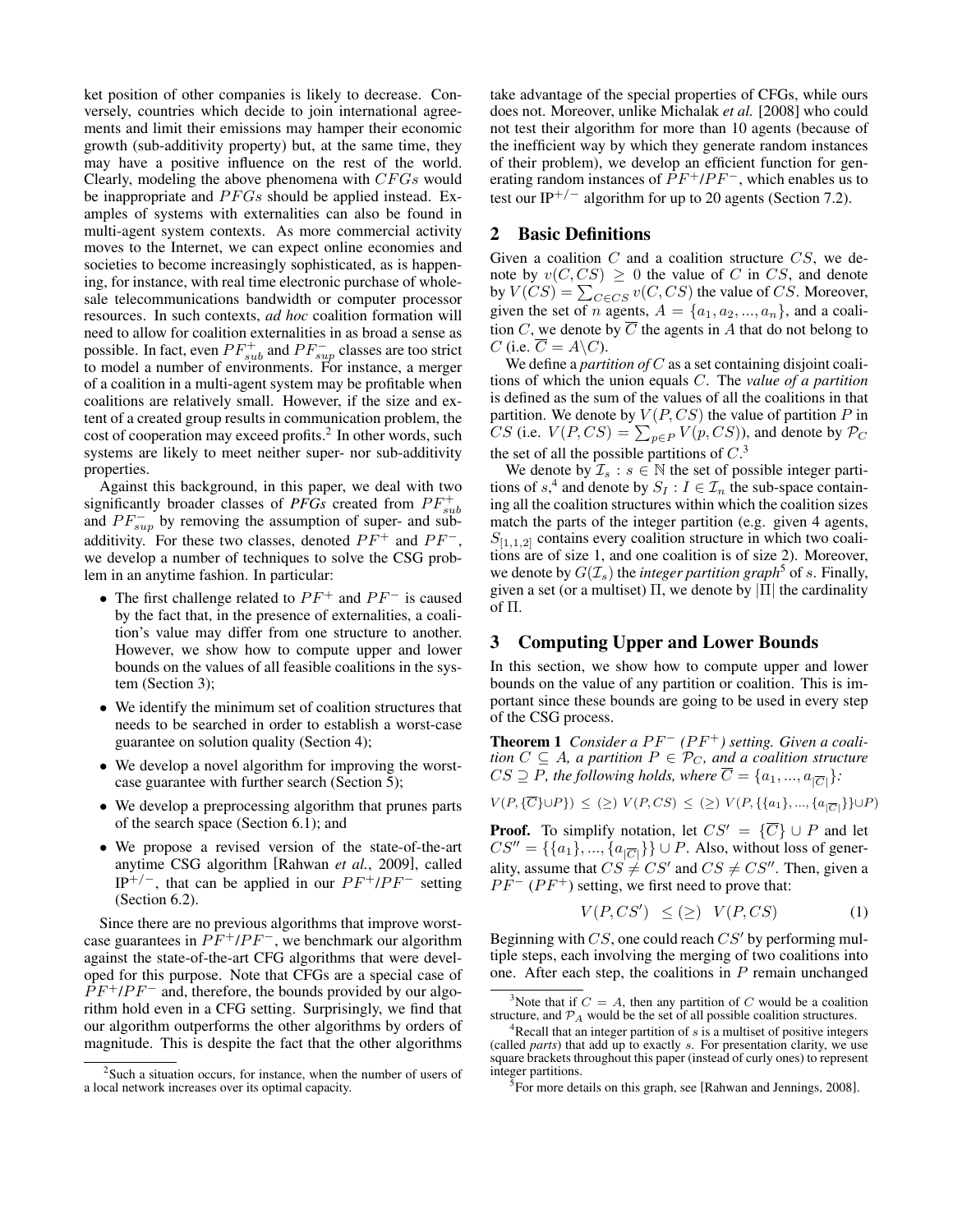ket position of other companies is likely to decrease. Conversely, countries which decide to join international agreements and limit their emissions may hamper their economic growth (sub-additivity property) but, at the same time, they may have a positive influence on the rest of the world. Clearly, modeling the above phenomena with $CFGs$ would be inappropriate and $PFGs$ should be applied instead. Examples of systems with externalities can also be found in multi-agent system contexts. As more commercial activity moves to the Internet, we can expect online economies and societies to become increasingly sophisticated, as is happening, for instance, with real time electronic purchase of wholesale telecommunications bandwidth or computer processor resources. In such contexts, *ad hoc* coalition formation will need to allow for coalition externalities in as broad a sense as possible. In fact, even $PF^+_{sub}$ and $PF^-_{sup}$ classes are too strict to model a number of environments. For instance, a merger of a coalition in a multi-agent system may be profitable when coalitions are relatively small. However, if the size and extent of a created group results in communication problem, the cost of cooperation may exceed profits.[2] In other words, such systems are likely to meet neither super- nor sub-additivity properties.

Against this background, in this paper, we deal with two significantly broader classes of *PFGs* created from $PF^+_{sub}$ and $PF^-_{sup}$ by removing the assumption of super- and sub-additivity. For these two classes, denoted $PF^+$ and $PF^-$, we develop a number of techniques to solve the CSG problem in an anytime fashion. In particular:

- The first challenge related to $PF^+$ and $PF^-$ is caused by the fact that, in the presence of externalities, a coalition's value may differ from one structure to another. However, we show how to compute upper and lower bounds on the values of all feasible coalitions in the system (Section 3);
- We identify the minimum set of coalition structures that needs to be searched in order to establish a worst-case guarantee on solution quality (Section 4);
- We develop a novel algorithm for improving the worst-case guarantee with further search (Section 5);
- We develop a preprocessing algorithm that prunes parts of the search space (Section 6.1); and
- We propose a revised version of the state-of-the-art anytime CSG algorithm [Rahwan *et al.*, 2009], called IP$^{+/-}$, that can be applied in our $PF^+$/$PF^-$ setting (Section 6.2).

Since there are no previous algorithms that improve worst-case guarantees in $PF^+$/$PF^-$, we benchmark our algorithm against the state-of-the-art CFG algorithms that were developed for this purpose. Note that CFGs are a special case of $PF^+$/$PF^-$ and, therefore, the bounds provided by our algorithm hold even in a CFG setting. Surprisingly, we find that our algorithm outperforms the other algorithms by orders of magnitude. This is despite the fact that the other algorithms take advantage of the special properties of CFGs, while ours does not. Moreover, unlike Michalak *et al.* [2008] who could not test their algorithm for more than 10 agents (because of the inefficient way by which they generate random instances of their problem), we develop an efficient function for generating random instances of $PF^+$/$PF^-$, which enables us to test our IP$^{+/-}$ algorithm for up to 20 agents (Section 7.2).

## 2 Basic Definitions

Given a coalition $C$ and a coalition structure $CS$, we denote by $v(C, CS) \geq 0$ the value of $C$ in $CS$, and denote by $V(CS) = \sum_{C \in CS} v(C, CS)$ the value of $CS$. Moreover, given the set of $n$ agents, $A = \{a_1, a_2, ..., a_n\}$, and a coalition $C$, we denote by $\overline{C}$ the agents in $A$ that do not belong to $C$ (i.e. $\overline{C} = A \backslash C$).

We define a *partition of* $C$ as a set containing disjoint coalitions of which the union equals $C$. The *value of a partition* is defined as the sum of the values of all the coalitions in that partition. We denote by $V(P, CS)$ the value of partition $P$ in $CS$ (i.e. $V(P, CS) = \sum_{p \in P} V(p, CS)$), and denote by $\mathcal{P}_C$ the set of all the possible partitions of $C$.[3]

We denote by $\mathcal{I}_s : s \in \mathbb{N}$ the set of possible integer partitions of $s$,[4] and denote by $S_I : I \in \mathcal{I}_n$ the sub-space containing all the coalition structures within which the coalition sizes match the parts of the integer partition (e.g. given 4 agents, $S_{[1,1,2]}$ contains every coalition structure in which two coalitions are of size 1, and one coalition is of size 2). Moreover, we denote by $G(\mathcal{I}_s)$ the *integer partition graph*[5] of $s$. Finally, given a set (or a multiset) $\Pi$, we denote by $|\Pi|$ the cardinality of $\Pi$.

## 3 Computing Upper and Lower Bounds

In this section, we show how to compute upper and lower bounds on the value of any partition or coalition. This is important since these bounds are going to be used in every step of the CSG process.

**Theorem 1** *Consider a $PF^-$ ($PF^+$) setting. Given a coalition $C \subseteq A$, a partition $P \in \mathcal{P}_C$, and a coalition structure $CS \supseteq P$, the following holds, where $\overline{C} = \{a_1, ..., a_{|\overline{C}|}\}$:*

$$V(P, \{\overline{C}\} \cup P) \leq (\geq) \ V(P, CS) \leq (\geq) \ V(P, \{\{a_1\}, ..., \{a_{|\overline{C}|}\}\} \cup P)$$

**Proof.** To simplify notation, let $CS' = \{\overline{C}\} \cup P$ and let $CS'' = \{\{a_1\}, ..., \{a_{|\overline{C}|}\}\} \cup P$. Also, without loss of generality, assume that $CS \neq CS'$ and $CS \neq CS''$. Then, given a $PF^-$ ($PF^+$) setting, we first need to prove that:

$$V(P, CS') \ \leq (\geq) \ \ V(P, CS) \qquad (1)$$

Beginning with $CS$, one could reach $CS'$ by performing multiple steps, each involving the merging of two coalitions into one. After each step, the coalitions in $P$ remain unchanged

[2] Such a situation occurs, for instance, when the number of users of a local network increases over its optimal capacity.

[3] Note that if $C = A$, then any partition of $C$ would be a coalition structure, and $\mathcal{P}_A$ would be the set of all possible coalition structures.

[4] Recall that an integer partition of $s$ is a multiset of positive integers (called *parts*) that add up to exactly $s$. For presentation clarity, we use square brackets throughout this paper (instead of curly ones) to represent integer partitions.

[5] For more details on this graph, see [Rahwan and Jennings, 2008].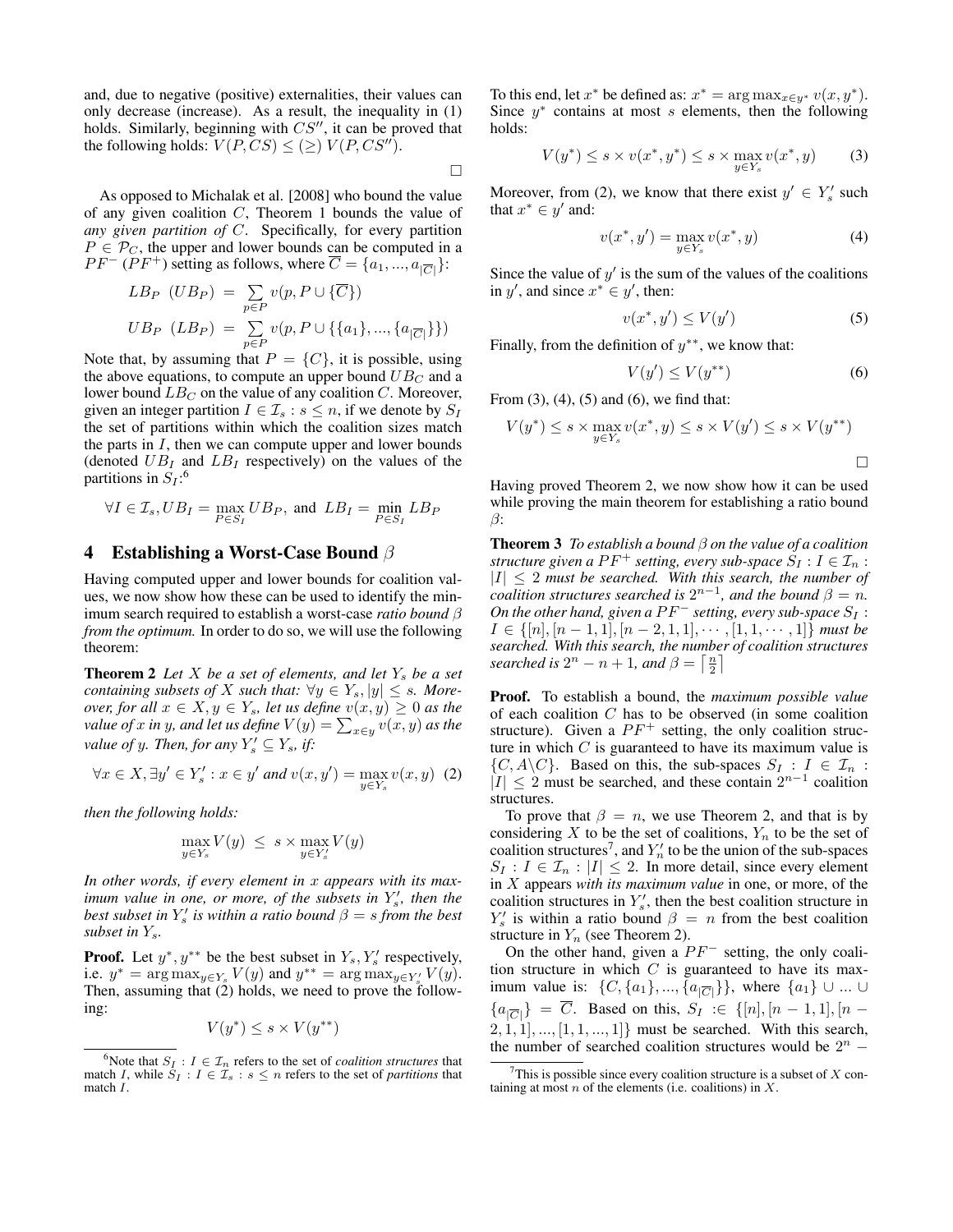and, due to negative (positive) externalities, their values can only decrease (increase). As a result, the inequality in (1) holds. Similarly, beginning with $CS''$, it can be proved that the following holds: $V(P, CS) \leq (\geq)\ V(P, CS'')$.

□

As opposed to Michalak et al. [2008] who bound the value of any given coalition $C$, Theorem 1 bounds the value of *any given partition of* $C$. Specifically, for every partition $P \in \mathcal{P}_C$, the upper and lower bounds can be computed in a $PF^-$ ($PF^+$) setting as follows, where $\overline{C} = \{a_1, ..., a_{|\overline{C}|}\}$:

$$LB_P\ \ (UB_P) \ = \ \sum_{p \in P} v(p, P \cup \{\overline{C}\})$$

$$UB_P\ \ (LB_P) \ = \ \sum_{p \in P} v(p, P \cup \{\{a_1\}, ..., \{a_{|\overline{C}|}\}\})$$

Note that, by assuming that $P = \{C\}$, it is possible, using the above equations, to compute an upper bound $UB_C$ and a lower bound $LB_C$ on the value of any coalition $C$. Moreover, given an integer partition $I \in \mathcal{I}_s : s \leq n$, if we denote by $S_I$ the set of partitions within which the coalition sizes match the parts in $I$, then we can compute upper and lower bounds (denoted $UB_I$ and $LB_I$ respectively) on the values of the partitions in $S_I$:[6]

$$\forall I \in \mathcal{I}_s, UB_I = \max_{P \in S_I} UB_P, \text{ and } LB_I = \min_{P \in S_I} LB_P$$

## 4 Establishing a Worst-Case Bound $\beta$

Having computed upper and lower bounds for coalition values, we now show how these can be used to identify the minimum search required to establish a worst-case *ratio bound* $\beta$ *from the optimum.* In order to do so, we will use the following theorem:

**Theorem 2** *Let $X$ be a set of elements, and let $Y_s$ be a set containing subsets of $X$ such that: $\forall y \in Y_s, |y| \leq s$. Moreover, for all $x \in X, y \in Y_s$, let us define $v(x, y) \geq 0$ as the value of $x$ in $y$, and let us define $V(y) = \sum_{x \in y} v(x, y)$ as the value of $y$. Then, for any $Y'_s \subseteq Y_s$, if:*

$$\forall x \in X, \exists y' \in Y'_s : x \in y' \text{ and } v(x, y') = \max_{y \in Y_s} v(x, y) \quad (2)$$

*then the following holds:*

$$\max_{y \in Y_s} V(y) \ \leq \ s \times \max_{y \in Y'_s} V(y)$$

*In other words, if every element in $x$ appears with its maximum value in one, or more, of the subsets in $Y'_s$, then the best subset in $Y'_s$ is within a ratio bound $\beta = s$ from the best subset in $Y_s$.*

**Proof.** Let $y^*, y^{**}$ be the best subset in $Y_s, Y'_s$ respectively, i.e. $y^* = \arg\max_{y \in Y_s} V(y)$ and $y^{**} = \arg\max_{y \in Y'_s} V(y)$. Then, assuming that (2) holds, we need to prove the following:

$$V(y^*) \leq s \times V(y^{**})$$

To this end, let $x^*$ be defined as: $x^* = \arg\max_{x \in y^*} v(x, y^*)$. Since $y^*$ contains at most $s$ elements, then the following holds:

$$V(y^*) \leq s \times v(x^*, y^*) \leq s \times \max_{y \in Y_s} v(x^*, y) \quad (3)$$

Moreover, from (2), we know that there exist $y' \in Y'_s$ such that $x^* \in y'$ and:

$$v(x^*, y') = \max_{y \in Y_s} v(x^*, y) \quad (4)$$

Since the value of $y'$ is the sum of the values of the coalitions in $y'$, and since $x^* \in y'$, then:

$$v(x^*, y') \leq V(y') \quad (5)$$

Finally, from the definition of $y^{**}$, we know that:

$$V(y') \leq V(y^{**}) \quad (6)$$

From (3), (4), (5) and (6), we find that:

$$V(y^*) \leq s \times \max_{y \in Y_s} v(x^*, y) \leq s \times V(y') \leq s \times V(y^{**})$$

□

Having proved Theorem 2, we now show how it can be used while proving the main theorem for establishing a ratio bound $\beta$:

**Theorem 3** *To establish a bound $\beta$ on the value of a coalition structure given a $PF^+$ setting, every sub-space $S_I : I \in \mathcal{I}_n : |I| \leq 2$ must be searched. With this search, the number of coalition structures searched is $2^{n-1}$, and the bound $\beta = n$. On the other hand, given a $PF^-$ setting, every sub-space $S_I : I \in \{[n], [n-1, 1], [n-2, 1, 1], \cdots, [1, 1, \cdots, 1]\}$ must be searched. With this search, the number of coalition structures searched is $2^n - n + 1$, and $\beta = \left\lceil \frac{n}{2} \right\rceil$*

**Proof.** To establish a bound, the *maximum possible value* of each coalition $C$ has to be observed (in some coalition structure). Given a $PF^+$ setting, the only coalition structure in which $C$ is guaranteed to have its maximum value is $\{C, A \backslash C\}$. Based on this, the sub-spaces $S_I : I \in \mathcal{I}_n : |I| \leq 2$ must be searched, and these contain $2^{n-1}$ coalition structures.

To prove that $\beta = n$, we use Theorem 2, and that is by considering $X$ to be the set of coalitions, $Y_n$ to be the set of coalition structures[7], and $Y'_n$ to be the union of the sub-spaces $S_I : I \in \mathcal{I}_n : |I| \leq 2$. In more detail, since every element in $X$ appears *with its maximum value* in one, or more, of the coalition structures in $Y'_s$, then the best coalition structure in $Y'_s$ is within a ratio bound $\beta = n$ from the best coalition structure in $Y_n$ (see Theorem 2).

On the other hand, given a $PF^-$ setting, the only coalition structure in which $C$ is guaranteed to have its maximum value is: $\{C, \{a_1\}, ..., \{a_{|\overline{C}|}\}\}$, where $\{a_1\} \cup ... \cup \{a_{|\overline{C}|}\} = \overline{C}$. Based on this, $S_I :\in \{[n], [n-1, 1], [n-2, 1, 1], ..., [1, 1, ..., 1]\}$ must be searched. With this search, the number of searched coalition structures would be $2^n -$

[6] Note that $S_I : I \in \mathcal{I}_n$ refers to the set of *coalition structures* that match $I$, while $S_I : I \in \mathcal{I}_s : s \leq n$ refers to the set of *partitions* that match $I$.

[7] This is possible since every coalition structure is a subset of $X$ containing at most $n$ of the elements (i.e. coalitions) in $X$.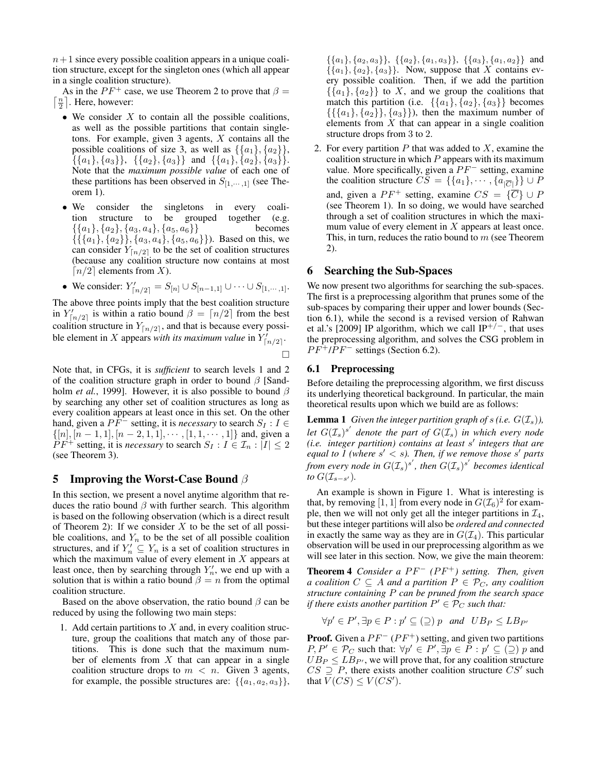$n+1$ since every possible coalition appears in a unique coalition structure, except for the singleton ones (which all appear in a single coalition structure).

As in the $PF^+$ case, we use Theorem 2 to prove that $\beta = \lceil \frac{n}{2} \rceil$. Here, however:

- We consider $X$ to contain all the possible coalitions, as well as the possible partitions that contain singletons. For example, given 3 agents, $X$ contains all the possible coalitions of size 3, as well as $\{\{a_1\},\{a_2\}\}$, $\{\{a_1\},\{a_3\}\}$, $\{\{a_2\},\{a_3\}\}$ and $\{\{a_1\},\{a_2\},\{a_3\}\}$. Note that the *maximum possible value* of each one of these partitions has been observed in $S_{[1,\cdots,1]}$ (see Theorem 1).
- We consider the singletons in every coalition structure to be grouped together (e.g. $\{\{a_1\},\{a_2\},\{a_3,a_4\},\{a_5,a_6\}\}$ becomes $\{\{\{a_1\},\{a_2\}\},\{a_3,a_4\},\{a_5,a_6\}\}$). Based on this, we can consider $Y_{\lceil n/2 \rceil}$ to be the set of coalition structures (because any coalition structure now contains at most $\lceil n/2 \rceil$ elements from $X$).
- We consider: $Y'_{\lceil n/2 \rceil} = S_{[n]} \cup S_{[n-1,1]} \cup \cdots \cup S_{[1,\cdots,1]}$.

The above three points imply that the best coalition structure in $Y'_{\lceil n/2 \rceil}$ is within a ratio bound $\beta = \lceil n/2 \rceil$ from the best coalition structure in $Y_{\lceil n/2 \rceil}$, and that is because every possible element in $X$ appears *with its maximum value* in $Y'_{\lceil n/2 \rceil}$. □

Note that, in CFGs, it is *sufficient* to search levels 1 and 2 of the coalition structure graph in order to bound $\beta$ [Sandholm *et al.*, 1999]. However, it is also possible to bound $\beta$ by searching any other set of coalition structures as long as every coalition appears at least once in this set. On the other hand, given a $PF^-$ setting, it is *necessary* to search $S_I : I \in \{[n],[n-1,1],[n-2,1,1],\cdots,[1,1,\cdots,1]\}$ and, given a $PF^+$ setting, it is *necessary* to search $S_I : I \in \mathcal{I}_n : |I| \leq 2$ (see Theorem 3).

## 5 Improving the Worst-Case Bound $\beta$

In this section, we present a novel anytime algorithm that reduces the ratio bound $\beta$ with further search. This algorithm is based on the following observation (which is a direct result of Theorem 2): If we consider $X$ to be the set of all possible coalitions, and $Y_n$ to be the set of all possible coalition structures, and if $Y'_n \subseteq Y_n$ is a set of coalition structures in which the maximum value of every element in $X$ appears at least once, then by searching through $Y'_n$, we end up with a solution that is within a ratio bound $\beta = n$ from the optimal coalition structure.

Based on the above observation, the ratio bound $\beta$ can be reduced by using the following two main steps:

1. Add certain partitions to $X$ and, in every coalition structure, group the coalitions that match any of those partitions. This is done such that the maximum number of elements from $X$ that can appear in a single coalition structure drops to $m < n$. Given 3 agents, for example, the possible structures are: $\{\{a_1,a_2,a_3\}\}$, $\{\{a_1\},\{a_2,a_3\}\}$, $\{\{a_2\},\{a_1,a_3\}\}$, $\{\{a_3\},\{a_1,a_2\}\}$ and $\{\{a_1\},\{a_2\},\{a_3\}\}$. Now, suppose that $X$ contains every possible coalition. Then, if we add the partition $\{\{a_1\},\{a_2\}\}$ to $X$, and we group the coalitions that match this partition (i.e. $\{\{a_1\},\{a_2\},\{a_3\}\}$ becomes $\{\{\{a_1\},\{a_2\}\},\{a_3\}\}$), then the maximum number of elements from $X$ that can appear in a single coalition structure drops from 3 to 2.
2. For every partition $P$ that was added to $X$, examine the coalition structure in which $P$ appears with its maximum value. More specifically, given a $PF^-$ setting, examine the coalition structure $CS = \{\{a_1\},\cdots,\{a_{|\overline{C}|}\}\} \cup P$ and, given a $PF^+$ setting, examine $CS = \{\overline{C}\} \cup P$ (see Theorem 1). In so doing, we would have searched through a set of coalition structures in which the maximum value of every element in $X$ appears at least once. This, in turn, reduces the ratio bound to $m$ (see Theorem 2).

## 6 Searching the Sub-Spaces

We now present two algorithms for searching the sub-spaces. The first is a preprocessing algorithm that prunes some of the sub-spaces by comparing their upper and lower bounds (Section 6.1), while the second is a revised version of Rahwan et al.'s [2009] IP algorithm, which we call IP$^{+/-}$, that uses the preprocessing algorithm, and solves the CSG problem in $PF^+$/$PF^-$ settings (Section 6.2).

### 6.1 Preprocessing

Before detailing the preprocessing algorithm, we first discuss its underlying theoretical background. In particular, the main theoretical results upon which we build are as follows:

**Lemma 1** *Given the integer partition graph of $s$ (i.e. $G(\mathcal{I}_s)$), let $G(\mathcal{I}_s)^{s'}$ denote the part of $G(\mathcal{I}_s)$ in which every node (i.e. integer partition) contains at least $s'$ integers that are equal to 1 (where $s' < s$). Then, if we remove those $s'$ parts from every node in $G(\mathcal{I}_s)^{s'}$, then $G(\mathcal{I}_s)^{s'}$ becomes identical to $G(\mathcal{I}_{s-s'})$.*

An example is shown in Figure 1. What is interesting is that, by removing $[1,1]$ from every node in $G(\mathcal{I}_6)^2$ for example, then we will not only get all the integer partitions in $\mathcal{I}_4$, but these integer partitions will also be *ordered and connected* in exactly the same way as they are in $G(\mathcal{I}_4)$. This particular observation will be used in our preprocessing algorithm as we will see later in this section. Now, we give the main theorem:

**Theorem 4** *Consider a $PF^-$ ($PF^+$) setting. Then, given a coalition $C \subseteq A$ and a partition $P \in \mathcal{P}_C$, any coalition structure containing $P$ can be pruned from the search space if there exists another partition $P' \in \mathcal{P}_C$ such that:*

$$\forall p' \in P', \exists p \in P : p' \subseteq (\supseteq)\ p \quad \text{and} \quad UB_P \leq LB_{P'}$$

**Proof.** Given a $PF^-$ ($PF^+$) setting, and given two partitions $P, P' \in \mathcal{P}_C$ such that: $\forall p' \in P', \exists p \in P : p' \subseteq (\supseteq)\ p$ and $UB_P \leq LB_{P'}$, we will prove that, for any coalition structure $CS \supseteq P$, there exists another coalition structure $CS'$ such that $V(CS) \leq V(CS')$.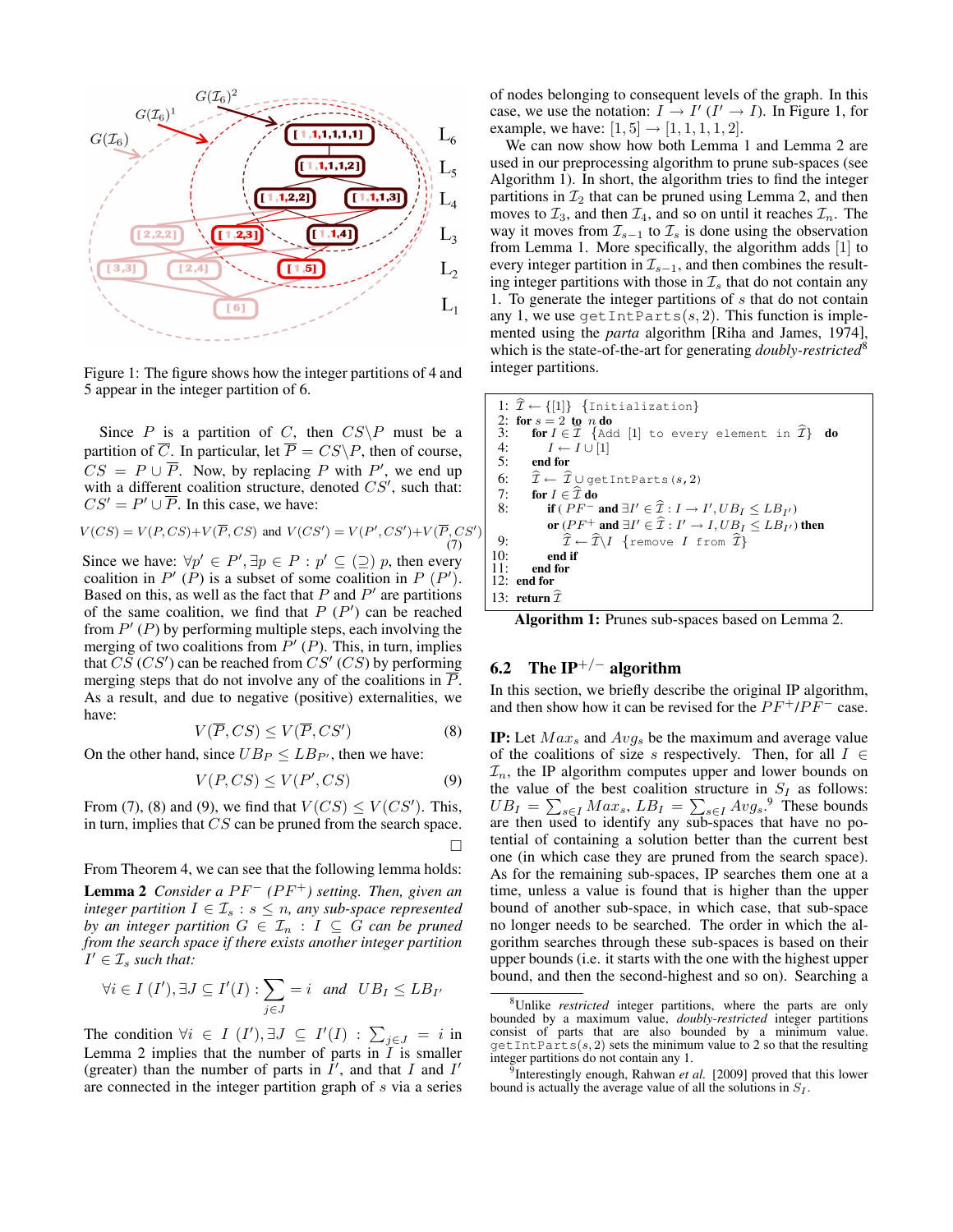Figure 1: The figure shows how the integer partitions of 4 and 5 appear in the integer partition of 6.

Since $P$ is a partition of $C$, then $CS \backslash P$ must be a partition of $\overline{C}$. In particular, let $\overline{P} = CS \backslash P$, then of course, $CS = P \cup \overline{P}$. Now, by replacing $P$ with $P'$, we end up with a different coalition structure, denoted $CS'$, such that: $CS' = P' \cup \overline{P}$. In this case, we have:

$$V(CS) = V(P, CS) + V(\overline{P}, CS) \text{ and } V(CS') = V(P', CS') + V(\overline{P}, CS') \tag{7}$$

Since we have: $\forall p' \in P', \exists p \in P : p' \subseteq (\supseteq)\ p$, then every coalition in $P'$ ($P$) is a subset of some coalition in $P$ ($P'$). Based on this, as well as the fact that $P$ and $P'$ are partitions of the same coalition, we find that $P$ ($P'$) can be reached from $P'$ ($P$) by performing multiple steps, each involving the merging of two coalitions from $P'$ ($P$). This, in turn, implies that $CS$ ($CS'$) can be reached from $CS'$ ($CS$) by performing merging steps that do not involve any of the coalitions in $\overline{P}$. As a result, and due to negative (positive) externalities, we have:

$$V(\overline{P}, CS) \leq V(\overline{P}, CS') \tag{8}$$

On the other hand, since $UB_P \leq LB_{P'}$, then we have:

$$V(P, CS) \leq V(P', CS) \tag{9}$$

From (7), (8) and (9), we find that $V(CS) \leq V(CS')$. This, in turn, implies that $CS$ can be pruned from the search space. □

From Theorem 4, we can see that the following lemma holds:

**Lemma 2** *Consider a $PF^-$ ($PF^+$) setting. Then, given an integer partition $I \in \mathcal{I}_s : s \leq n$, any sub-space represented by an integer partition $G \in \mathcal{I}_n : I \subseteq G$ can be pruned from the search space if there exists another integer partition $I' \in \mathcal{I}_s$ such that:*

$$\forall i \in I\ (I'), \exists J \subseteq I'(I) : \sum_{j \in J} = i \quad \text{and} \quad UB_I \leq LB_{I'}$$

The condition $\forall i \in I\ (I'), \exists J \subseteq I'(I) : \sum_{j \in J} = i$ in Lemma 2 implies that the number of parts in $I$ is smaller (greater) than the number of parts in $I'$, and that $I$ and $I'$ are connected in the integer partition graph of $s$ via a series of nodes belonging to consequent levels of the graph. In this case, we use the notation: $I \rightarrow I'$ ($I' \rightarrow I$). In Figure 1, for example, we have: $[1, 5] \rightarrow [1, 1, 1, 1, 2]$.

We can now show how both Lemma 1 and Lemma 2 are used in our preprocessing algorithm to prune sub-spaces (see Algorithm 1). In short, the algorithm tries to find the integer partitions in $\mathcal{I}_2$ that can be pruned using Lemma 2, and then moves to $\mathcal{I}_3$, and then $\mathcal{I}_4$, and so on until it reaches $\mathcal{I}_n$. The way it moves from $\mathcal{I}_{s-1}$ to $\mathcal{I}_s$ is done using the observation from Lemma 1. More specifically, the algorithm adds [1] to every integer partition in $\mathcal{I}_{s-1}$, and then combines the resulting integer partitions with those in $\mathcal{I}_s$ that do not contain any 1. To generate the integer partitions of $s$ that do not contain any 1, we use `getIntParts`$(s, 2)$. This function is implemented using the *parta* algorithm [Riha and James, 1974], which is the state-of-the-art for generating *doubly-restricted*[8] integer partitions.

```
1:  Î ← {[1]}  {Initialization}
2:  for s = 2 to n do
3:    for I ∈ Î {Add [1] to every element in Î} do
4:      I ← I ∪ [1]
5:    end for
6:    Î ← Î ∪ getIntParts(s, 2)
7:    for I ∈ Î do
8:      if (PF⁻ and ∃I' ∈ Î : I → I', UB_I ≤ LB_I')
        or (PF⁺ and ∃I' ∈ Î : I' → I, UB_I ≤ LB_I') then
9:        Î ← Î\I  {remove I from Î}
10:     end if
11:   end for
12: end for
13: return Î
```

**Algorithm 1:** Prunes sub-spaces based on Lemma 2.

## 6.2 The IP$^{+/-}$ algorithm

In this section, we briefly describe the original IP algorithm, and then show how it can be revised for the $PF^+$/$PF^-$ case.

**IP:** Let $Max_s$ and $Avg_s$ be the maximum and average value of the coalitions of size $s$ respectively. Then, for all $I \in \mathcal{I}_n$, the IP algorithm computes upper and lower bounds on the value of the best coalition structure in $S_I$ as follows: $UB_I = \sum_{s \in I} Max_s$, $LB_I = \sum_{s \in I} Avg_s$.[9] These bounds are then used to identify any sub-spaces that have no potential of containing a solution better than the current best one (in which case they are pruned from the search space). As for the remaining sub-spaces, IP searches them one at a time, unless a value is found that is higher than the upper bound of another sub-space, in which case, that sub-space no longer needs to be searched. The order in which the algorithm searches through these sub-spaces is based on their upper bounds (i.e. it starts with the one with the highest upper bound, and then the second-highest and so on). Searching a

[8] Unlike *restricted* integer partitions, where the parts are only bounded by a maximum value, *doubly-restricted* integer partitions consist of parts that are also bounded by a minimum value. `getIntParts`$(s, 2)$ sets the minimum value to 2 so that the resulting integer partitions do not contain any 1.

[9] Interestingly enough, Rahwan *et al.* [2009] proved that this lower bound is actually the average value of all the solutions in $S_I$.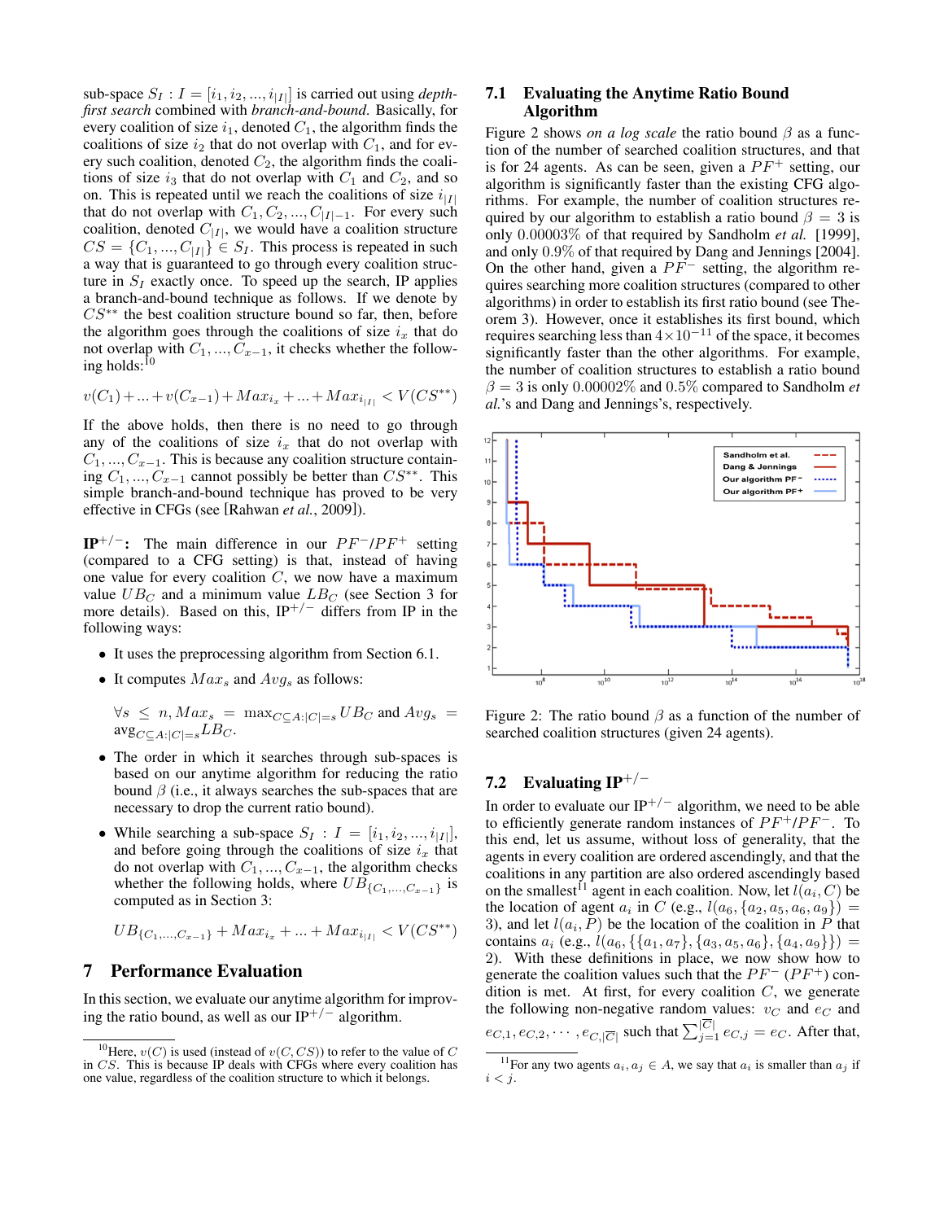sub-space $S_I : I = [i_1, i_2, ..., i_{|I|}]$ is carried out using *depth-first search* combined with *branch-and-bound*. Basically, for every coalition of size $i_1$, denoted $C_1$, the algorithm finds the coalitions of size $i_2$ that do not overlap with $C_1$, and for every such coalition, denoted $C_2$, the algorithm finds the coalitions of size $i_3$ that do not overlap with $C_1$ and $C_2$, and so on. This is repeated until we reach the coalitions of size $i_{|I|}$ that do not overlap with $C_1, C_2, ..., C_{|I|-1}$. For every such coalition, denoted $C_{|I|}$, we would have a coalition structure $CS = \{C_1, ..., C_{|I|}\} \in S_I$. This process is repeated in such a way that is guaranteed to go through every coalition structure in $S_I$ exactly once. To speed up the search, IP applies a branch-and-bound technique as follows. If we denote by $CS^{**}$ the best coalition structure bound so far, then, before the algorithm goes through the coalitions of size $i_x$ that do not overlap with $C_1, ..., C_{x-1}$, it checks whether the following holds:[10]

$$v(C_1) + ... + v(C_{x-1}) + Max_{i_x} + ... + Max_{i_{|I|}} < V(CS^{**})$$

If the above holds, then there is no need to go through any of the coalitions of size $i_x$ that do not overlap with $C_1, ..., C_{x-1}$. This is because any coalition structure containing $C_1, ..., C_{x-1}$ cannot possibly be better than $CS^{**}$. This simple branch-and-bound technique has proved to be very effective in CFGs (see [Rahwan *et al.*, 2009]).

**IP$^{+/-}$:** The main difference in our $PF^-/PF^+$ setting (compared to a CFG setting) is that, instead of having one value for every coalition $C$, we now have a maximum value $UB_C$ and a minimum value $LB_C$ (see Section 3 for more details). Based on this, IP$^{+/-}$ differs from IP in the following ways:

- It uses the preprocessing algorithm from Section 6.1.
- It computes $Max_s$ and $Avg_s$ as follows:

  $\forall s \leq n, Max_s = \max_{C \subseteq A : |C| = s} UB_C$ and $Avg_s = \text{avg}_{C \subseteq A : |C| = s} LB_C$.
- The order in which it searches through sub-spaces is based on our anytime algorithm for reducing the ratio bound $\beta$ (i.e., it always searches the sub-spaces that are necessary to drop the current ratio bound).
- While searching a sub-space $S_I : I = [i_1, i_2, ..., i_{|I|}]$, and before going through the coalitions of size $i_x$ that do not overlap with $C_1, ..., C_{x-1}$, the algorithm checks whether the following holds, where $UB_{\{C_1,...,C_{x-1}\}}$ is computed as in Section 3:

  $$UB_{\{C_1,...,C_{x-1}\}} + Max_{i_x} + ... + Max_{i_{|I|}} < V(CS^{**})$$

## 7 Performance Evaluation

In this section, we evaluate our anytime algorithm for improving the ratio bound, as well as our IP$^{+/-}$ algorithm.

[10]Here, $v(C)$ is used (instead of $v(C, CS)$) to refer to the value of $C$ in $CS$. This is because IP deals with CFGs where every coalition has one value, regardless of the coalition structure to which it belongs.

### 7.1 Evaluating the Anytime Ratio Bound Algorithm

Figure 2 shows *on a log scale* the ratio bound $\beta$ as a function of the number of searched coalition structures, and that is for 24 agents. As can be seen, given a $PF^+$ setting, our algorithm is significantly faster than the existing CFG algorithms. For example, the number of coalition structures required by our algorithm to establish a ratio bound $\beta = 3$ is only 0.00003% of that required by Sandholm *et al.* [1999], and only 0.9% of that required by Dang and Jennings [2004]. On the other hand, given a $PF^-$ setting, the algorithm requires searching more coalition structures (compared to other algorithms) in order to establish its first ratio bound (see Theorem 3). However, once it establishes its first bound, which requires searching less than $4 \times 10^{-11}$ of the space, it becomes significantly faster than the other algorithms. For example, the number of coalition structures required to establish a ratio bound $\beta = 3$ is only 0.00002% and 0.5% compared to Sandholm *et al.*'s and Dang and Jennings's, respectively.

Figure 2: The ratio bound $\beta$ as a function of the number of searched coalition structures (given 24 agents).

### 7.2 Evaluating IP$^{+/-}$

In order to evaluate our IP$^{+/-}$ algorithm, we need to be able to efficiently generate random instances of $PF^+/PF^-$. To this end, let us assume, without loss of generality, that the agents in every coalition are ordered ascendingly, and that the coalitions in any partition are also ordered ascendingly based on the smallest[11] agent in each coalition. Now, let $l(a_i, C)$ be the location of agent $a_i$ in $C$ (e.g., $l(a_6, \{a_2, a_5, a_6, a_9\}) = 3$), and let $l(a_i, P)$ be the location of the coalition in $P$ that contains $a_i$ (e.g., $l(a_6, \{\{a_1, a_7\}, \{a_3, a_5, a_6\}, \{a_4, a_9\}\}) = 2$). With these definitions in place, we now show how to generate the coalition values such that the $PF^-$ ($PF^+$) condition is met. At first, for every coalition $C$, we generate the following non-negative random values: $v_C$ and $e_C$ and $e_{C,1}, e_{C,2}, \cdots, e_{C,|\overline{C}|}$ such that $\sum_{j=1}^{|\overline{C}|} e_{C,j} = e_C$. After that,

[11]For any two agents $a_i, a_j \in A$, we say that $a_i$ is smaller than $a_j$ if $i < j$.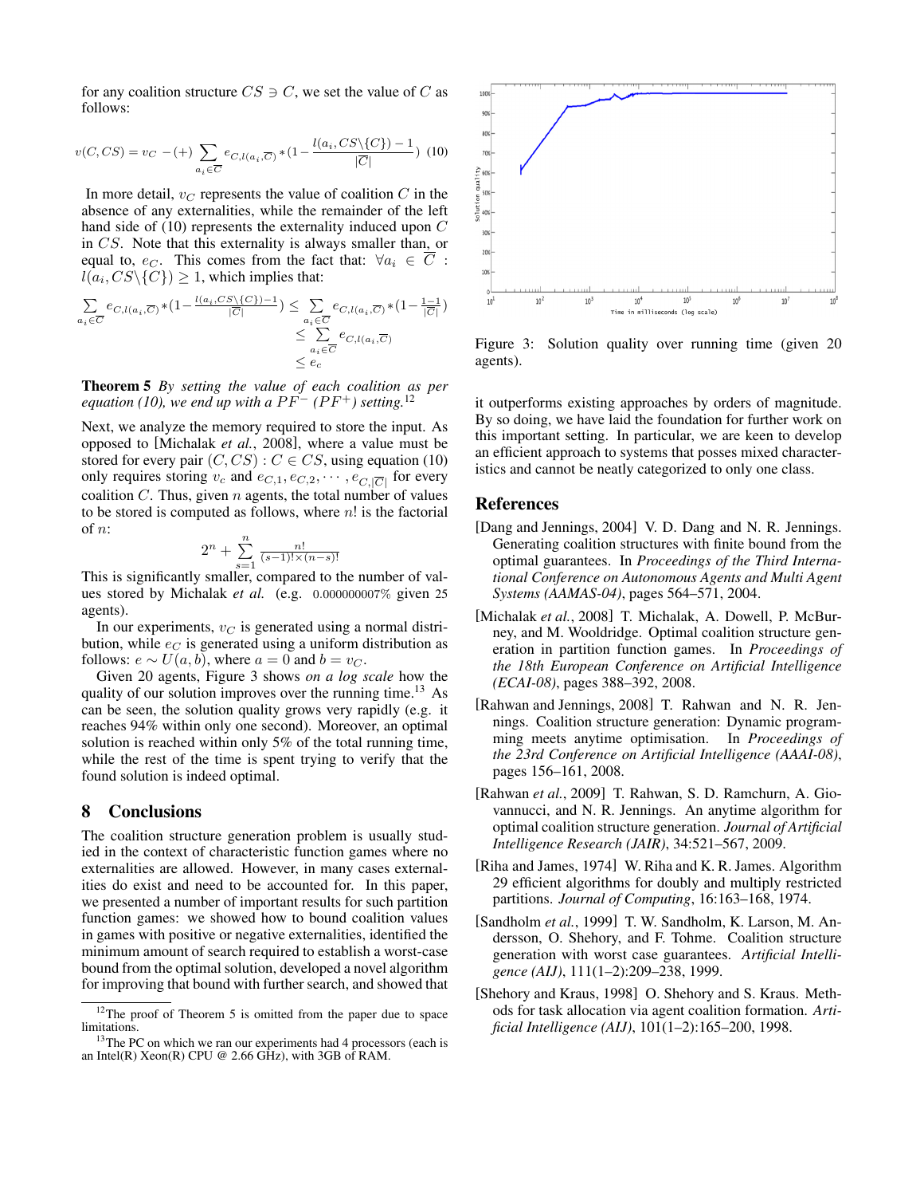for any coalition structure $CS \ni C$, we set the value of $C$ as follows:

$$v(C, CS) = v_C \ -(+) \sum_{a_i \in \overline{C}} e_{C,l(a_i,\overline{C})} * (1 - \frac{l(a_i, CS \backslash \{C\}) - 1}{|\overline{C}|}) \quad (10)$$

In more detail, $v_C$ represents the value of coalition $C$ in the absence of any externalities, while the remainder of the left hand side of (10) represents the externality induced upon $C$ in $CS$. Note that this externality is always smaller than, or equal to, $e_C$. This comes from the fact that: $\forall a_i \in \overline{C} : l(a_i, CS \backslash \{C\}) \geq 1$, which implies that:

$$\begin{aligned}\sum_{a_i \in \overline{C}} e_{C,l(a_i,\overline{C})} * (1 - \tfrac{l(a_i,CS \backslash \{C\})-1}{|\overline{C}|}) &\leq \sum_{a_i \in \overline{C}} e_{C,l(a_i,\overline{C})} * (1 - \tfrac{1-1}{|\overline{C}|}) \\ &\leq \sum_{a_i \in \overline{C}} e_{C,l(a_i,\overline{C})} \\ &\leq e_c\end{aligned}$$

**Theorem 5** *By setting the value of each coalition as per equation (10), we end up with a $PF^-$ ($PF^+$) setting.*[12]

Next, we analyze the memory required to store the input. As opposed to [Michalak *et al.*, 2008], where a value must be stored for every pair $(C, CS) : C \in CS$, using equation (10) only requires storing $v_c$ and $e_{C,1}, e_{C,2}, \cdots, e_{C,|\overline{C}|}$ for every coalition $C$. Thus, given $n$ agents, the total number of values to be stored is computed as follows, where $n!$ is the factorial of $n$:

$$2^n + \sum_{s=1}^{n} \frac{n!}{(s-1)! \times (n-s)!}$$

This is significantly smaller, compared to the number of values stored by Michalak *et al.* (e.g. 0.000000007% given 25 agents).

In our experiments, $v_C$ is generated using a normal distribution, while $e_C$ is generated using a uniform distribution as follows: $e \sim U(a, b)$, where $a = 0$ and $b = v_C$.

Given 20 agents, Figure 3 shows *on a log scale* how the quality of our solution improves over the running time.[13] As can be seen, the solution quality grows very rapidly (e.g. it reaches 94% within only one second). Moreover, an optimal solution is reached within only 5% of the total running time, while the rest of the time is spent trying to verify that the found solution is indeed optimal.

Solution quality
100%
90%
80%
70%
60%
50%
40%
30%
20%
10%
0
$10^1$
$10^2$
$10^3$
$10^4$
$10^5$
$10^6$
$10^7$
$10^8$
Time in milliseconds (log scale)

Figure 3: Solution quality over running time (given 20 agents).

## 8 Conclusions

The coalition structure generation problem is usually studied in the context of characteristic function games where no externalities are allowed. However, in many cases externalities do exist and need to be accounted for. In this paper, we presented a number of important results for such partition function games: we showed how to bound coalition values in games with positive or negative externalities, identified the minimum amount of search required to establish a worst-case bound from the optimal solution, developed a novel algorithm for improving that bound with further search, and showed that it outperforms existing approaches by orders of magnitude. By so doing, we have laid the foundation for further work on this important setting. In particular, we are keen to develop an efficient approach to systems that posses mixed characteristics and cannot be neatly categorized to only one class.

## References

[Dang and Jennings, 2004] V. D. Dang and N. R. Jennings. Generating coalition structures with finite bound from the optimal guarantees. In *Proceedings of the Third International Conference on Autonomous Agents and Multi Agent Systems (AAMAS-04)*, pages 564–571, 2004.

[Michalak *et al.*, 2008] T. Michalak, A. Dowell, P. McBurney, and M. Wooldridge. Optimal coalition structure generation in partition function games. In *Proceedings of the 18th European Conference on Artificial Intelligence (ECAI-08)*, pages 388–392, 2008.

[Rahwan and Jennings, 2008] T. Rahwan and N. R. Jennings. Coalition structure generation: Dynamic programming meets anytime optimisation. In *Proceedings of the 23rd Conference on Artificial Intelligence (AAAI-08)*, pages 156–161, 2008.

[Rahwan *et al.*, 2009] T. Rahwan, S. D. Ramchurn, A. Giovannucci, and N. R. Jennings. An anytime algorithm for optimal coalition structure generation. *Journal of Artificial Intelligence Research (JAIR)*, 34:521–567, 2009.

[Riha and James, 1974] W. Riha and K. R. James. Algorithm 29 efficient algorithms for doubly and multiply restricted partitions. *Journal of Computing*, 16:163–168, 1974.

[Sandholm *et al.*, 1999] T. W. Sandholm, K. Larson, M. Andersson, O. Shehory, and F. Tohme. Coalition structure generation with worst case guarantees. *Artificial Intelligence (AIJ)*, 111(1–2):209–238, 1999.

[Shehory and Kraus, 1998] O. Shehory and S. Kraus. Methods for task allocation via agent coalition formation. *Artificial Intelligence (AIJ)*, 101(1–2):165–200, 1998.

[12] The proof of Theorem 5 is omitted from the paper due to space limitations.

[13] The PC on which we ran our experiments had 4 processors (each is an Intel(R) Xeon(R) CPU @ 2.66 GHz), with 3GB of RAM.